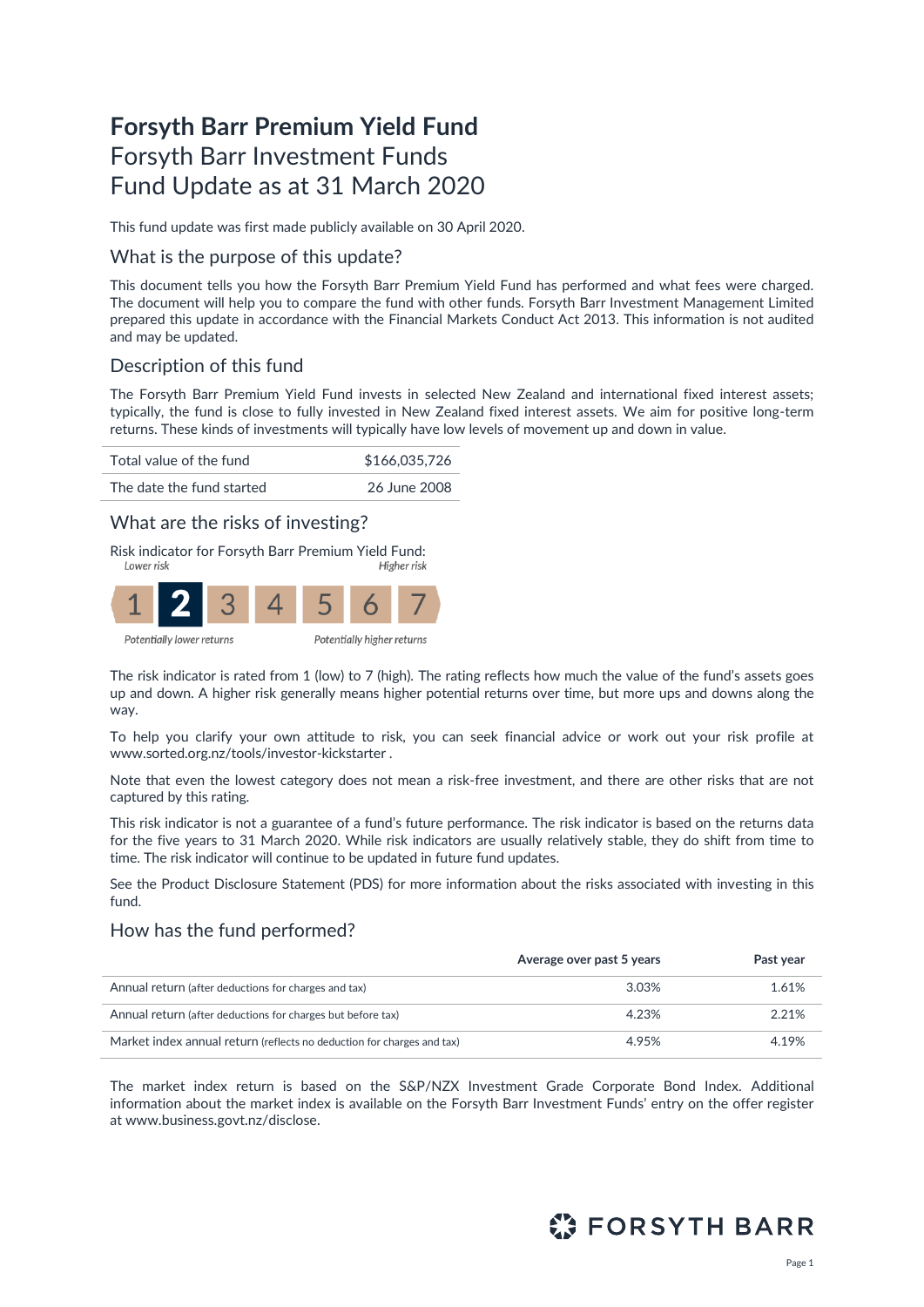# Forsyth Barr Premium Yield Fund

Forsyth Barr Investment Funds
Fund Update as at 31 March 2020

This fund update was first made publicly available on 30 April 2020.

## What is the purpose of this update?

This document tells you how the Forsyth Barr Premium Yield Fund has performed and what fees were charged. The document will help you to compare the fund with other funds. Forsyth Barr Investment Management Limited prepared this update in accordance with the Financial Markets Conduct Act 2013. This information is not audited and may be updated.

## Description of this fund

The Forsyth Barr Premium Yield Fund invests in selected New Zealand and international fixed interest assets; typically, the fund is close to fully invested in New Zealand fixed interest assets. We aim for positive long-term returns. These kinds of investments will typically have low levels of movement up and down in value.

| | |
|---|---|
| Total value of the fund | $166,035,726 |
| The date the fund started | 26 June 2008 |

## What are the risks of investing?

Risk indicator for Forsyth Barr Premium Yield Fund:

*Lower risk* — *Higher risk*

1 **2** 3 4 5 6 7

*Potentially lower returns* — *Potentially higher returns*

The risk indicator is rated from 1 (low) to 7 (high). The rating reflects how much the value of the fund's assets goes up and down. A higher risk generally means higher potential returns over time, but more ups and downs along the way.

To help you clarify your own attitude to risk, you can seek financial advice or work out your risk profile at www.sorted.org.nz/tools/investor-kickstarter .

Note that even the lowest category does not mean a risk-free investment, and there are other risks that are not captured by this rating.

This risk indicator is not a guarantee of a fund's future performance. The risk indicator is based on the returns data for the five years to 31 March 2020. While risk indicators are usually relatively stable, they do shift from time to time. The risk indicator will continue to be updated in future fund updates.

See the Product Disclosure Statement (PDS) for more information about the risks associated with investing in this fund.

## How has the fund performed?

| | Average over past 5 years | Past year |
|---|---|---|
| Annual return (after deductions for charges and tax) | 3.03% | 1.61% |
| Annual return (after deductions for charges but before tax) | 4.23% | 2.21% |
| Market index annual return (reflects no deduction for charges and tax) | 4.95% | 4.19% |

The market index return is based on the S&P/NZX Investment Grade Corporate Bond Index. Additional information about the market index is available on the Forsyth Barr Investment Funds' entry on the offer register at www.business.govt.nz/disclose.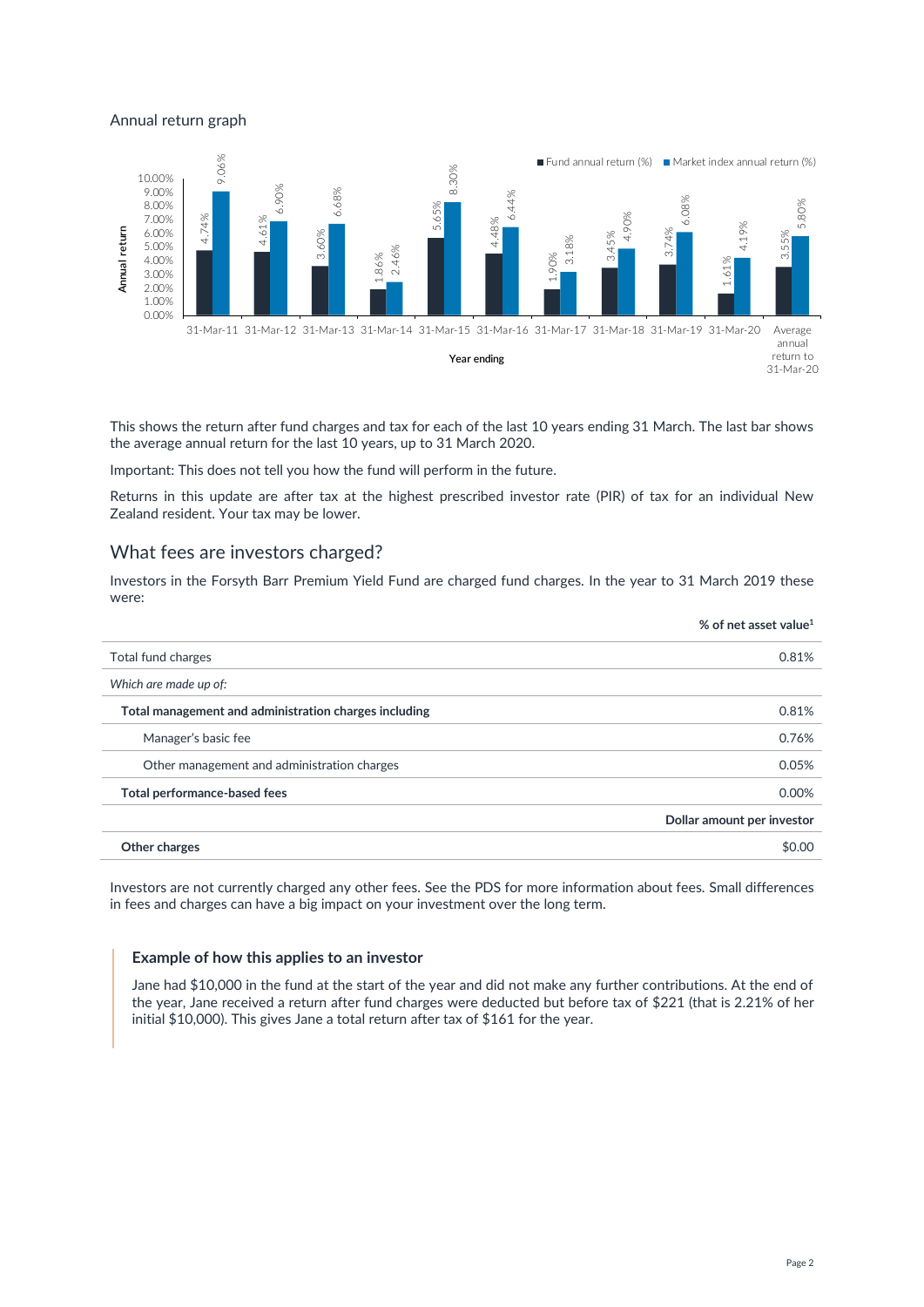Annual return graph

| Year ending | Fund annual return (%) | Market index annual return (%) |
|---|---|---|
| 31-Mar-11 | 4.74% | 9.06% |
| 31-Mar-12 | 4.61% | 6.90% |
| 31-Mar-13 | 3.60% | 6.68% |
| 31-Mar-14 | 1.86% | 2.46% |
| 31-Mar-15 | 5.65% | 8.30% |
| 31-Mar-16 | 4.48% | 6.44% |
| 31-Mar-17 | 1.90% | 3.18% |
| 31-Mar-18 | 3.45% | 4.90% |
| 31-Mar-19 | 3.74% | 6.08% |
| 31-Mar-20 | 1.61% | 4.19% |
| Average annual return to 31-Mar-20 | 3.55% | 5.80% |

This shows the return after fund charges and tax for each of the last 10 years ending 31 March. The last bar shows the average annual return for the last 10 years, up to 31 March 2020.

Important: This does not tell you how the fund will perform in the future.

Returns in this update are after tax at the highest prescribed investor rate (PIR) of tax for an individual New Zealand resident. Your tax may be lower.

## What fees are investors charged?

Investors in the Forsyth Barr Premium Yield Fund are charged fund charges. In the year to 31 March 2019 these were:

| | % of net asset value[1] |
|---|---|
| Total fund charges | 0.81% |
| *Which are made up of:* | |
| **Total management and administration charges including** | 0.81% |
| Manager's basic fee | 0.76% |
| Other management and administration charges | 0.05% |
| **Total performance-based fees** | 0.00% |
| | **Dollar amount per investor** |
| **Other charges** | $0.00 |

Investors are not currently charged any other fees. See the PDS for more information about fees. Small differences in fees and charges can have a big impact on your investment over the long term.

### Example of how this applies to an investor

Jane had $10,000 in the fund at the start of the year and did not make any further contributions. At the end of the year, Jane received a return after fund charges were deducted but before tax of $221 (that is 2.21% of her initial $10,000). This gives Jane a total return after tax of $161 for the year.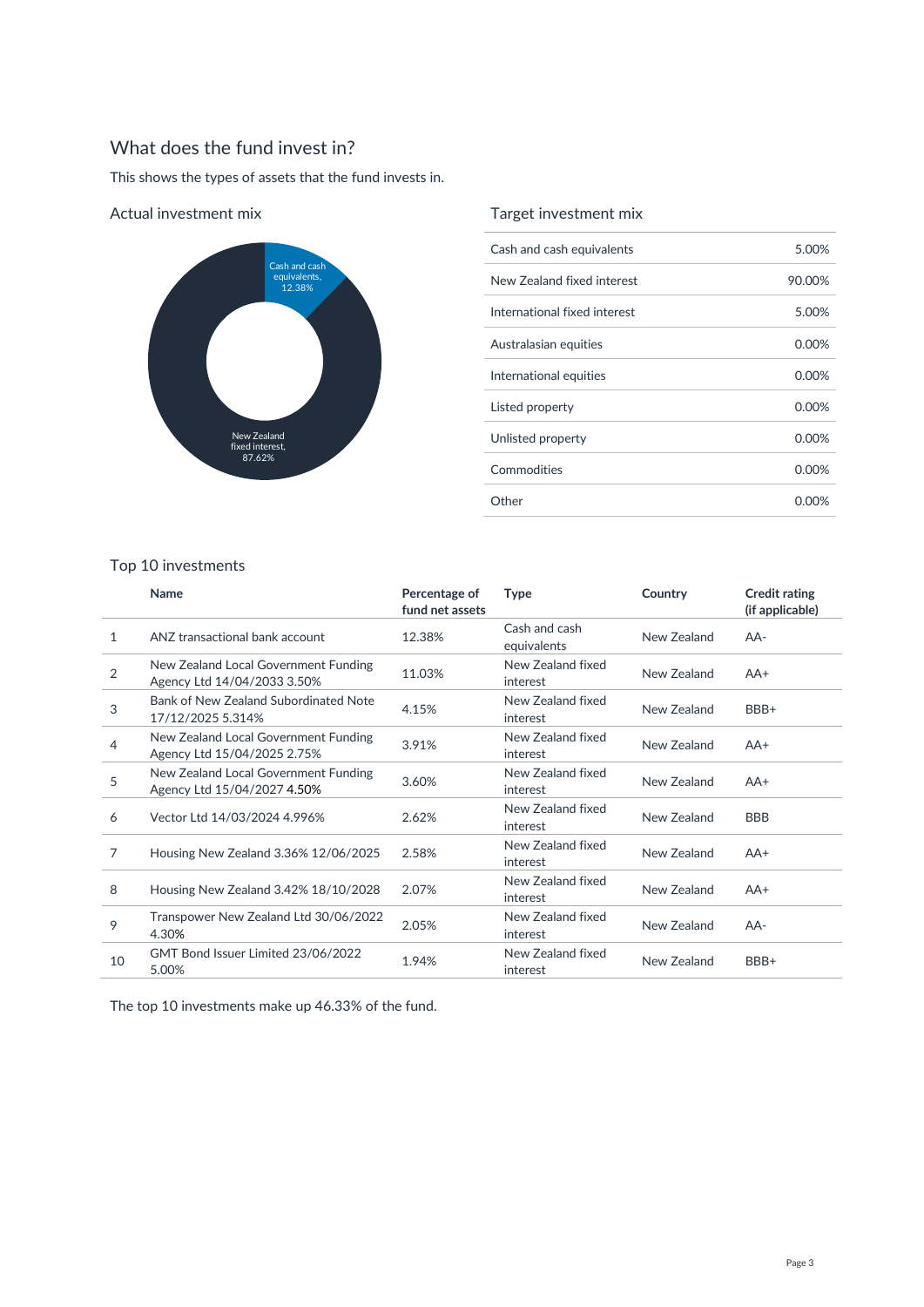## What does the fund invest in?

This shows the types of assets that the fund invests in.

### Actual investment mix

Cash and cash equivalents, 12.38%

New Zealand fixed interest, 87.62%

### Target investment mix

| | |
|---|---|
| Cash and cash equivalents | 5.00% |
| New Zealand fixed interest | 90.00% |
| International fixed interest | 5.00% |
| Australasian equities | 0.00% |
| International equities | 0.00% |
| Listed property | 0.00% |
| Unlisted property | 0.00% |
| Commodities | 0.00% |
| Other | 0.00% |

### Top 10 investments

| | Name | Percentage of fund net assets | Type | Country | Credit rating (if applicable) |
|---|---|---|---|---|---|
| 1 | ANZ transactional bank account | 12.38% | Cash and cash equivalents | New Zealand | AA- |
| 2 | New Zealand Local Government Funding Agency Ltd 14/04/2033 3.50% | 11.03% | New Zealand fixed interest | New Zealand | AA+ |
| 3 | Bank of New Zealand Subordinated Note 17/12/2025 5.314% | 4.15% | New Zealand fixed interest | New Zealand | BBB+ |
| 4 | New Zealand Local Government Funding Agency Ltd 15/04/2025 2.75% | 3.91% | New Zealand fixed interest | New Zealand | AA+ |
| 5 | New Zealand Local Government Funding Agency Ltd 15/04/2027 4.50% | 3.60% | New Zealand fixed interest | New Zealand | AA+ |
| 6 | Vector Ltd 14/03/2024 4.996% | 2.62% | New Zealand fixed interest | New Zealand | BBB |
| 7 | Housing New Zealand 3.36% 12/06/2025 | 2.58% | New Zealand fixed interest | New Zealand | AA+ |
| 8 | Housing New Zealand 3.42% 18/10/2028 | 2.07% | New Zealand fixed interest | New Zealand | AA+ |
| 9 | Transpower New Zealand Ltd 30/06/2022 4.30% | 2.05% | New Zealand fixed interest | New Zealand | AA- |
| 10 | GMT Bond Issuer Limited 23/06/2022 5.00% | 1.94% | New Zealand fixed interest | New Zealand | BBB+ |

The top 10 investments make up 46.33% of the fund.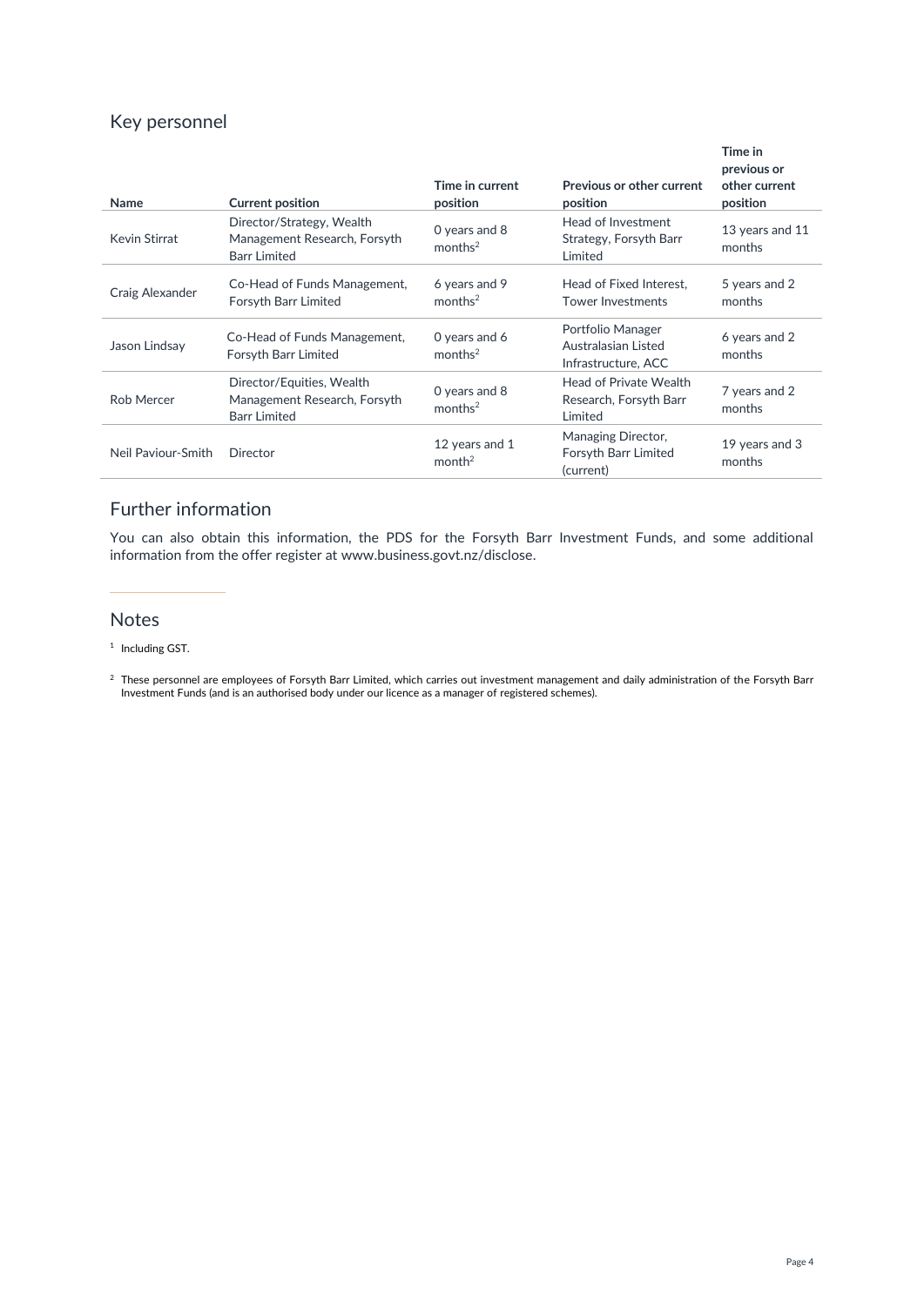## Key personnel

| Name | Current position | Time in current position | Previous or other current position | Time in previous or other current position |
|---|---|---|---|---|
| Kevin Stirrat | Director/Strategy, Wealth Management Research, Forsyth Barr Limited | 0 years and 8 months[2] | Head of Investment Strategy, Forsyth Barr Limited | 13 years and 11 months |
| Craig Alexander | Co-Head of Funds Management, Forsyth Barr Limited | 6 years and 9 months[2] | Head of Fixed Interest, Tower Investments | 5 years and 2 months |
| Jason Lindsay | Co-Head of Funds Management, Forsyth Barr Limited | 0 years and 6 months[2] | Portfolio Manager Australasian Listed Infrastructure, ACC | 6 years and 2 months |
| Rob Mercer | Director/Equities, Wealth Management Research, Forsyth Barr Limited | 0 years and 8 months[2] | Head of Private Wealth Research, Forsyth Barr Limited | 7 years and 2 months |
| Neil Paviour-Smith | Director | 12 years and 1 month[2] | Managing Director, Forsyth Barr Limited (current) | 19 years and 3 months |

## Further information

You can also obtain this information, the PDS for the Forsyth Barr Investment Funds, and some additional information from the offer register at www.business.govt.nz/disclose.

## Notes

[1] Including GST.

[2] These personnel are employees of Forsyth Barr Limited, which carries out investment management and daily administration of the Forsyth Barr Investment Funds (and is an authorised body under our licence as a manager of registered schemes).